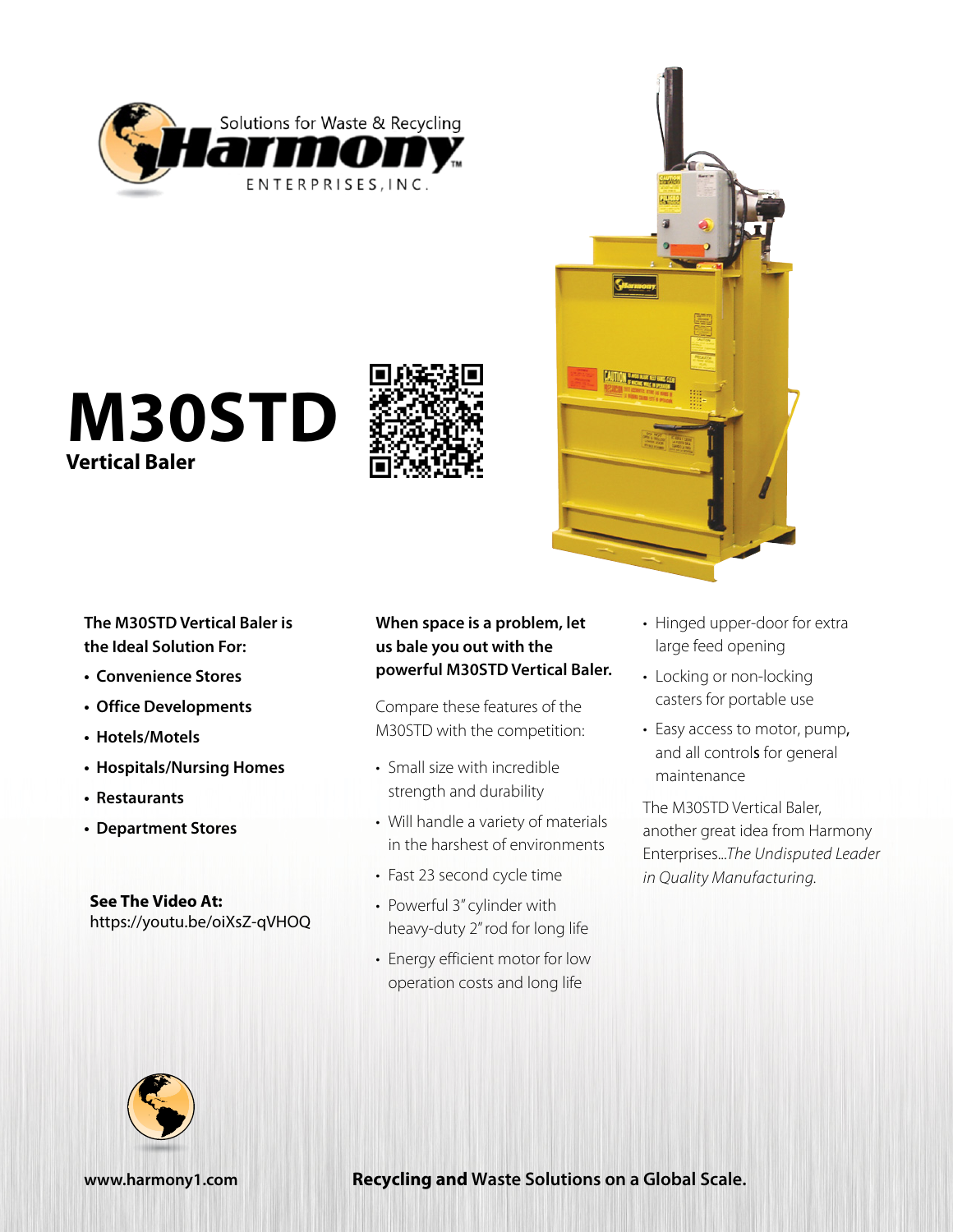Solutions for Waste & Recycling

**Harmony**

ENTERPRISES, INC.

# M30STD

## Vertical Baler

**The M30STD Vertical Baler is the Ideal Solution For:**

- **Convenience Stores**
- **Office Developments**
- **Hotels/Motels**
- **Hospitals/Nursing Homes**
- **Restaurants**
- **Department Stores**

**See The Video At:**
https://youtu.be/oiXsZ-qVHOQ

**When space is a problem, let us bale you out with the powerful M30STD Vertical Baler.**

Compare these features of the M30STD with the competition:

- Small size with incredible strength and durability
- Will handle a variety of materials in the harshest of environments
- Fast 23 second cycle time
- Powerful 3" cylinder with heavy-duty 2" rod for long life
- Energy efficient motor for low operation costs and long life
- Hinged upper-door for extra large feed opening
- Locking or non-locking casters for portable use
- Easy access to motor, pump, and all controls for general maintenance

The M30STD Vertical Baler, another great idea from Harmony Enterprises...*The Undisputed Leader in Quality Manufacturing.*

**www.harmony1.com**

**Recycling and Waste Solutions on a Global Scale.**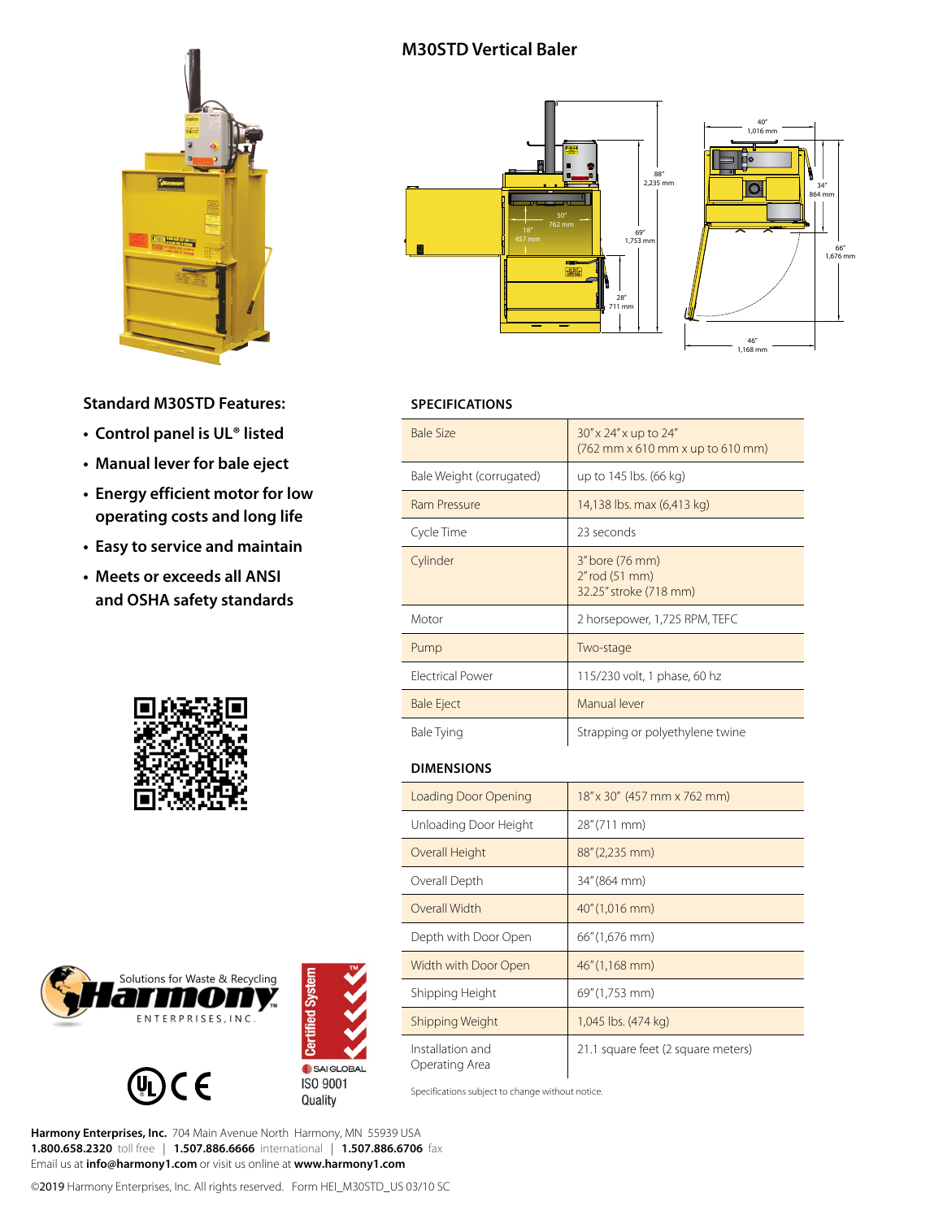## M30STD Vertical Baler

88"
2,235 mm

69"
1,753 mm

28"
711 mm

30"
762 mm

18"
457 mm

40"
1,016 mm

34"
864 mm

66"
1,676 mm

46"
1,168 mm

### Standard M30STD Features:

- Control panel is UL® listed
- Manual lever for bale eject
- Energy efficient motor for low operating costs and long life
- Easy to service and maintain
- Meets or exceeds all ANSI and OSHA safety standards

### SPECIFICATIONS

| | |
|---|---|
| Bale Size | 30" x 24" x up to 24" (762 mm x 610 mm x up to 610 mm) |
| Bale Weight (corrugated) | up to 145 lbs. (66 kg) |
| Ram Pressure | 14,138 lbs. max (6,413 kg) |
| Cycle Time | 23 seconds |
| Cylinder | 3" bore (76 mm)<br>2" rod (51 mm)<br>32.25" stroke (718 mm) |
| Motor | 2 horsepower, 1,725 RPM, TEFC |
| Pump | Two-stage |
| Electrical Power | 115/230 volt, 1 phase, 60 hz |
| Bale Eject | Manual lever |
| Bale Tying | Strapping or polyethylene twine |

### DIMENSIONS

| | |
|---|---|
| Loading Door Opening | 18" x 30" (457 mm x 762 mm) |
| Unloading Door Height | 28" (711 mm) |
| Overall Height | 88" (2,235 mm) |
| Overall Depth | 34" (864 mm) |
| Overall Width | 40" (1,016 mm) |
| Depth with Door Open | 66" (1,676 mm) |
| Width with Door Open | 46" (1,168 mm) |
| Shipping Height | 69" (1,753 mm) |
| Shipping Weight | 1,045 lbs. (474 kg) |
| Installation and Operating Area | 21.1 square feet (2 square meters) |

Specifications subject to change without notice.

Solutions for Waste & Recycling
Harmony
ENTERPRISES, INC.

Certified System
SAI GLOBAL
ISO 9001
Quality

**Harmony Enterprises, Inc.** 704 Main Avenue North Harmony, MN 55939 USA
**1.800.658.2320** toll free | **1.507.886.6666** international | **1.507.886.6706** fax
Email us at **info@harmony1.com** or visit us online at **www.harmony1.com**

©2019 Harmony Enterprises, Inc. All rights reserved. Form HEI_M30STD_US 03/10 SC